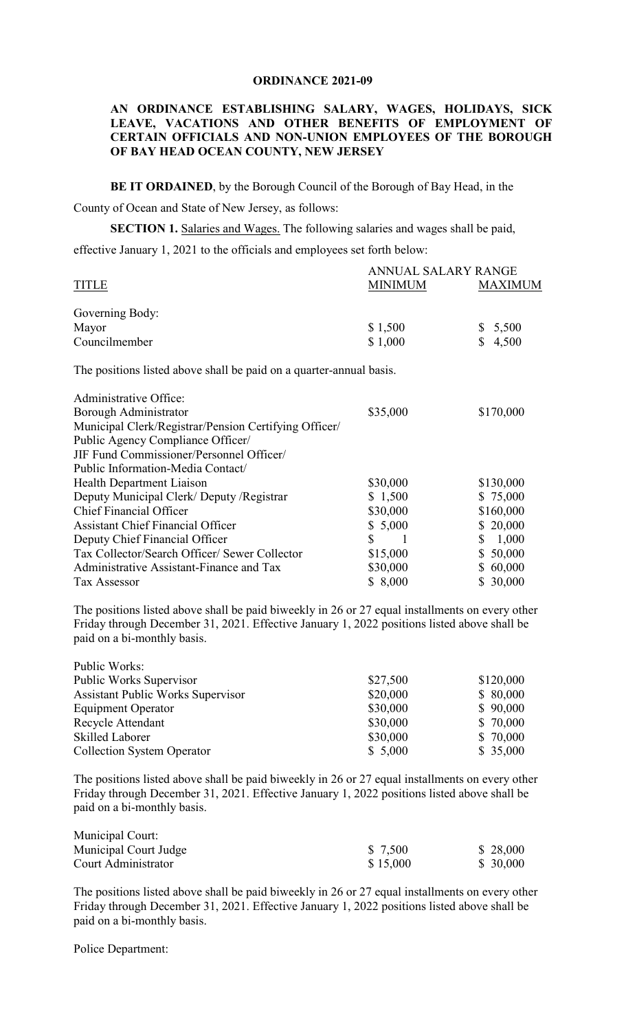**ORDINANCE 2021-09**

**AN ORDINANCE ESTABLISHING SALARY, WAGES, HOLIDAYS, SICK LEAVE, VACATIONS AND OTHER BENEFITS OF EMPLOYMENT OF CERTAIN OFFICIALS AND NON-UNION EMPLOYEES OF THE BOROUGH OF BAY HEAD OCEAN COUNTY, NEW JERSEY**

**BE IT ORDAINED**, by the Borough Council of the Borough of Bay Head, in the County of Ocean and State of New Jersey, as follows:

**SECTION 1.** Salaries and Wages. The following salaries and wages shall be paid, effective January 1, 2021 to the officials and employees set forth below:

| TITLE | ANNUAL SALARY RANGE MINIMUM | MAXIMUM |
|---|---|---|
| Governing Body: | | |
| Mayor | $ 1,500 | $ 5,500 |
| Councilmember | $ 1,000 | $ 4,500 |

The positions listed above shall be paid on a quarter-annual basis.

| TITLE | MINIMUM | MAXIMUM |
|---|---|---|
| Administrative Office: | | |
| Borough Administrator | $35,000 | $170,000 |
| Municipal Clerk/Registrar/Pension Certifying Officer/ Public Agency Compliance Officer/ JIF Fund Commissioner/Personnel Officer/ Public Information-Media Contact/ Health Department Liaison | $30,000 | $130,000 |
| Deputy Municipal Clerk/ Deputy /Registrar | $ 1,500 | $ 75,000 |
| Chief Financial Officer | $30,000 | $160,000 |
| Assistant Chief Financial Officer | $ 5,000 | $ 20,000 |
| Deputy Chief Financial Officer | $ 1 | $ 1,000 |
| Tax Collector/Search Officer/ Sewer Collector | $15,000 | $ 50,000 |
| Administrative Assistant-Finance and Tax | $30,000 | $ 60,000 |
| Tax Assessor | $ 8,000 | $ 30,000 |

The positions listed above shall be paid biweekly in 26 or 27 equal installments on every other Friday through December 31, 2021. Effective January 1, 2022 positions listed above shall be paid on a bi-monthly basis.

| TITLE | MINIMUM | MAXIMUM |
|---|---|---|
| Public Works: | | |
| Public Works Supervisor | $27,500 | $120,000 |
| Assistant Public Works Supervisor | $20,000 | $ 80,000 |
| Equipment Operator | $30,000 | $ 90,000 |
| Recycle Attendant | $30,000 | $ 70,000 |
| Skilled Laborer | $30,000 | $ 70,000 |
| Collection System Operator | $ 5,000 | $ 35,000 |

The positions listed above shall be paid biweekly in 26 or 27 equal installments on every other Friday through December 31, 2021. Effective January 1, 2022 positions listed above shall be paid on a bi-monthly basis.

| TITLE | MINIMUM | MAXIMUM |
|---|---|---|
| Municipal Court: | | |
| Municipal Court Judge | $ 7,500 | $ 28,000 |
| Court Administrator | $ 15,000 | $ 30,000 |

The positions listed above shall be paid biweekly in 26 or 27 equal installments on every other Friday through December 31, 2021. Effective January 1, 2022 positions listed above shall be paid on a bi-monthly basis.

Police Department: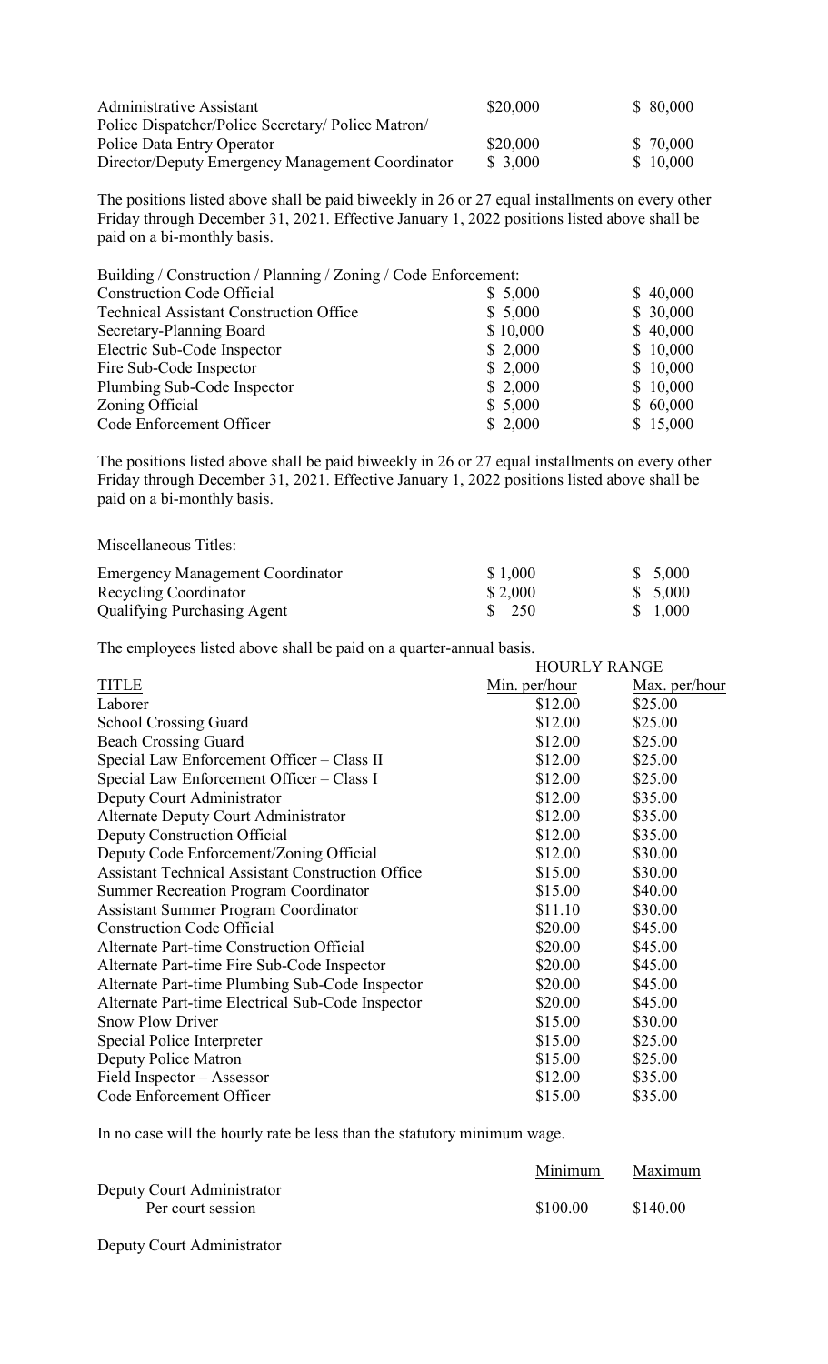| | | |
|---|---|---|
| Administrative Assistant | \$20,000 | \$ 80,000 |
| Police Dispatcher/Police Secretary/ Police Matron/ Police Data Entry Operator | \$20,000 | \$ 70,000 |
| Director/Deputy Emergency Management Coordinator | \$ 3,000 | \$ 10,000 |

The positions listed above shall be paid biweekly in 26 or 27 equal installments on every other Friday through December 31, 2021. Effective January 1, 2022 positions listed above shall be paid on a bi-monthly basis.

| Building / Construction / Planning / Zoning / Code Enforcement: | | |
|---|---|---|
| Construction Code Official | \$ 5,000 | \$ 40,000 |
| Technical Assistant Construction Office | \$ 5,000 | \$ 30,000 |
| Secretary-Planning Board | \$ 10,000 | \$ 40,000 |
| Electric Sub-Code Inspector | \$ 2,000 | \$ 10,000 |
| Fire Sub-Code Inspector | \$ 2,000 | \$ 10,000 |
| Plumbing Sub-Code Inspector | \$ 2,000 | \$ 10,000 |
| Zoning Official | \$ 5,000 | \$ 60,000 |
| Code Enforcement Officer | \$ 2,000 | \$ 15,000 |

The positions listed above shall be paid biweekly in 26 or 27 equal installments on every other Friday through December 31, 2021. Effective January 1, 2022 positions listed above shall be paid on a bi-monthly basis.

| Miscellaneous Titles: | | |
|---|---|---|
| Emergency Management Coordinator | \$ 1,000 | \$ 5,000 |
| Recycling Coordinator | \$ 2,000 | \$ 5,000 |
| Qualifying Purchasing Agent | \$ 250 | \$ 1,000 |

The employees listed above shall be paid on a quarter-annual basis.

| | HOURLY RANGE | |
|---|---|---|
| TITLE | Min. per/hour | Max. per/hour |
| Laborer | \$12.00 | \$25.00 |
| School Crossing Guard | \$12.00 | \$25.00 |
| Beach Crossing Guard | \$12.00 | \$25.00 |
| Special Law Enforcement Officer – Class II | \$12.00 | \$25.00 |
| Special Law Enforcement Officer – Class I | \$12.00 | \$25.00 |
| Deputy Court Administrator | \$12.00 | \$35.00 |
| Alternate Deputy Court Administrator | \$12.00 | \$35.00 |
| Deputy Construction Official | \$12.00 | \$35.00 |
| Deputy Code Enforcement/Zoning Official | \$12.00 | \$30.00 |
| Assistant Technical Assistant Construction Office | \$15.00 | \$30.00 |
| Summer Recreation Program Coordinator | \$15.00 | \$40.00 |
| Assistant Summer Program Coordinator | \$11.10 | \$30.00 |
| Construction Code Official | \$20.00 | \$45.00 |
| Alternate Part-time Construction Official | \$20.00 | \$45.00 |
| Alternate Part-time Fire Sub-Code Inspector | \$20.00 | \$45.00 |
| Alternate Part-time Plumbing Sub-Code Inspector | \$20.00 | \$45.00 |
| Alternate Part-time Electrical Sub-Code Inspector | \$20.00 | \$45.00 |
| Snow Plow Driver | \$15.00 | \$30.00 |
| Special Police Interpreter | \$15.00 | \$25.00 |
| Deputy Police Matron | \$15.00 | \$25.00 |
| Field Inspector – Assessor | \$12.00 | \$35.00 |
| Code Enforcement Officer | \$15.00 | \$35.00 |

In no case will the hourly rate be less than the statutory minimum wage.

| | Minimum | Maximum |
|---|---|---|
| Deputy Court Administrator Per court session | \$100.00 | \$140.00 |

Deputy Court Administrator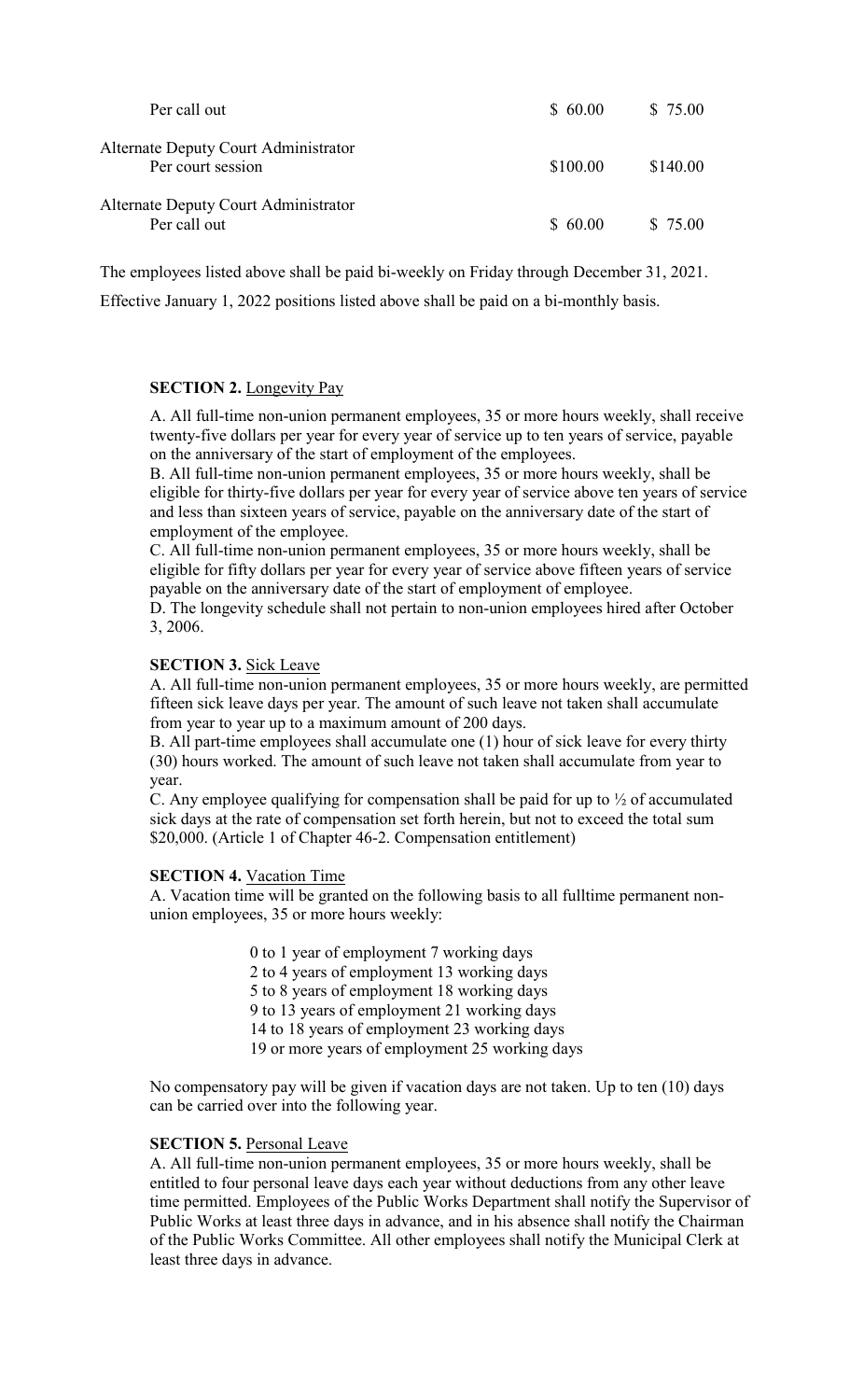| | | |
|---|---|---|
| Per call out | \$ 60.00 | \$ 75.00 |
| Alternate Deputy Court Administrator<br>Per court session | \$100.00 | \$140.00 |
| Alternate Deputy Court Administrator<br>Per call out | \$ 60.00 | \$ 75.00 |

The employees listed above shall be paid bi-weekly on Friday through December 31, 2021.

Effective January 1, 2022 positions listed above shall be paid on a bi-monthly basis.

**SECTION 2.** Longevity Pay

A. All full-time non-union permanent employees, 35 or more hours weekly, shall receive twenty-five dollars per year for every year of service up to ten years of service, payable on the anniversary of the start of employment of the employees.
B. All full-time non-union permanent employees, 35 or more hours weekly, shall be eligible for thirty-five dollars per year for every year of service above ten years of service and less than sixteen years of service, payable on the anniversary date of the start of employment of the employee.
C. All full-time non-union permanent employees, 35 or more hours weekly, shall be eligible for fifty dollars per year for every year of service above fifteen years of service payable on the anniversary date of the start of employment of employee.
D. The longevity schedule shall not pertain to non-union employees hired after October 3, 2006.

**SECTION 3.** Sick Leave

A. All full-time non-union permanent employees, 35 or more hours weekly, are permitted fifteen sick leave days per year. The amount of such leave not taken shall accumulate from year to year up to a maximum amount of 200 days.
B. All part-time employees shall accumulate one (1) hour of sick leave for every thirty (30) hours worked. The amount of such leave not taken shall accumulate from year to year.
C. Any employee qualifying for compensation shall be paid for up to ½ of accumulated sick days at the rate of compensation set forth herein, but not to exceed the total sum \$20,000. (Article 1 of Chapter 46-2. Compensation entitlement)

**SECTION 4.** Vacation Time

A. Vacation time will be granted on the following basis to all fulltime permanent non-union employees, 35 or more hours weekly:

0 to 1 year of employment 7 working days
2 to 4 years of employment 13 working days
5 to 8 years of employment 18 working days
9 to 13 years of employment 21 working days
14 to 18 years of employment 23 working days
19 or more years of employment 25 working days

No compensatory pay will be given if vacation days are not taken. Up to ten (10) days can be carried over into the following year.

**SECTION 5.** Personal Leave

A. All full-time non-union permanent employees, 35 or more hours weekly, shall be entitled to four personal leave days each year without deductions from any other leave time permitted. Employees of the Public Works Department shall notify the Supervisor of Public Works at least three days in advance, and in his absence shall notify the Chairman of the Public Works Committee. All other employees shall notify the Municipal Clerk at least three days in advance.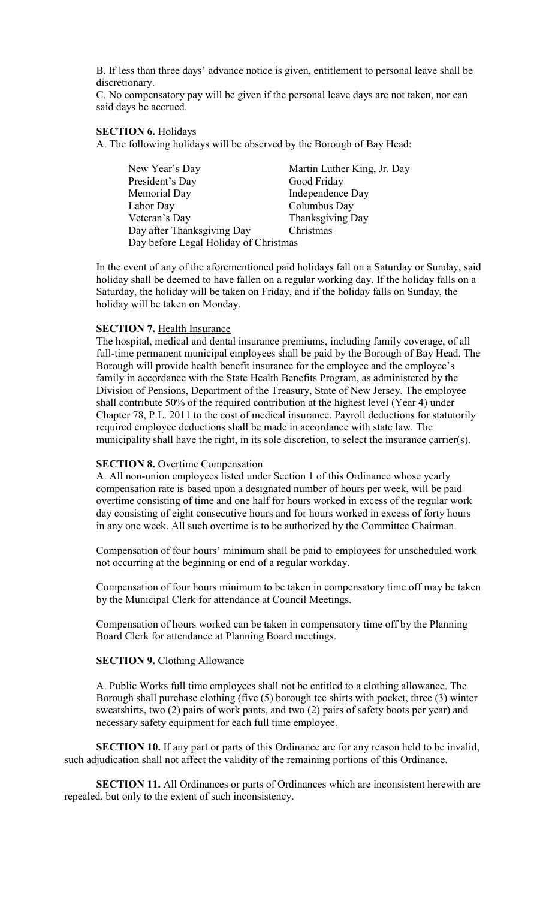B. If less than three days' advance notice is given, entitlement to personal leave shall be discretionary.

C. No compensatory pay will be given if the personal leave days are not taken, nor can said days be accrued.

**SECTION 6.** Holidays

A. The following holidays will be observed by the Borough of Bay Head:

| | |
|---|---|
| New Year's Day | Martin Luther King, Jr. Day |
| President's Day | Good Friday |
| Memorial Day | Independence Day |
| Labor Day | Columbus Day |
| Veteran's Day | Thanksgiving Day |
| Day after Thanksgiving Day | Christmas |
| Day before Legal Holiday of Christmas | |

In the event of any of the aforementioned paid holidays fall on a Saturday or Sunday, said holiday shall be deemed to have fallen on a regular working day. If the holiday falls on a Saturday, the holiday will be taken on Friday, and if the holiday falls on Sunday, the holiday will be taken on Monday.

**SECTION 7.** Health Insurance

The hospital, medical and dental insurance premiums, including family coverage, of all full-time permanent municipal employees shall be paid by the Borough of Bay Head. The Borough will provide health benefit insurance for the employee and the employee's family in accordance with the State Health Benefits Program, as administered by the Division of Pensions, Department of the Treasury, State of New Jersey. The employee shall contribute 50% of the required contribution at the highest level (Year 4) under Chapter 78, P.L. 2011 to the cost of medical insurance. Payroll deductions for statutorily required employee deductions shall be made in accordance with state law. The municipality shall have the right, in its sole discretion, to select the insurance carrier(s).

**SECTION 8.** Overtime Compensation

A. All non-union employees listed under Section 1 of this Ordinance whose yearly compensation rate is based upon a designated number of hours per week, will be paid overtime consisting of time and one half for hours worked in excess of the regular work day consisting of eight consecutive hours and for hours worked in excess of forty hours in any one week. All such overtime is to be authorized by the Committee Chairman.

Compensation of four hours' minimum shall be paid to employees for unscheduled work not occurring at the beginning or end of a regular workday.

Compensation of four hours minimum to be taken in compensatory time off may be taken by the Municipal Clerk for attendance at Council Meetings.

Compensation of hours worked can be taken in compensatory time off by the Planning Board Clerk for attendance at Planning Board meetings.

**SECTION 9.** Clothing Allowance

A. Public Works full time employees shall not be entitled to a clothing allowance. The Borough shall purchase clothing (five (5) borough tee shirts with pocket, three (3) winter sweatshirts, two (2) pairs of work pants, and two (2) pairs of safety boots per year) and necessary safety equipment for each full time employee.

**SECTION 10.** If any part or parts of this Ordinance are for any reason held to be invalid, such adjudication shall not affect the validity of the remaining portions of this Ordinance.

**SECTION 11.** All Ordinances or parts of Ordinances which are inconsistent herewith are repealed, but only to the extent of such inconsistency.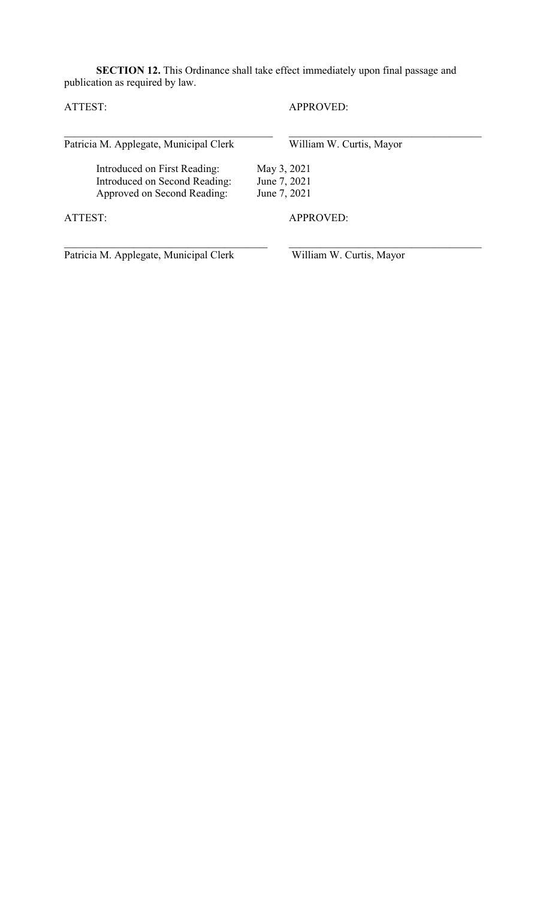**SECTION 12.** This Ordinance shall take effect immediately upon final passage and publication as required by law.

| | |
|---|---|
| ATTEST: | APPROVED: |
| ______________________________ | ______________________________ |
| Patricia M. Applegate, Municipal Clerk | William W. Curtis, Mayor |

| | |
|---|---|
| Introduced on First Reading: | May 3, 2021 |
| Introduced on Second Reading: | June 7, 2021 |
| Approved on Second Reading: | June 7, 2021 |

| | |
|---|---|
| ATTEST: | APPROVED: |
| ______________________________ | ______________________________ |
| Patricia M. Applegate, Municipal Clerk | William W. Curtis, Mayor |